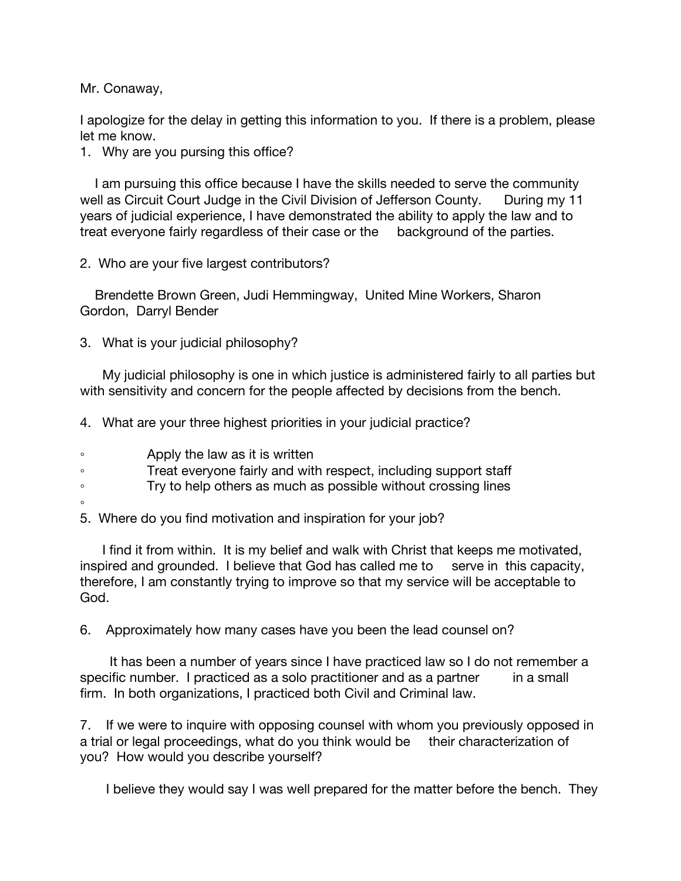Mr. Conaway,

I apologize for the delay in getting this information to you. If there is a problem, please let me know.

1. Why are you pursing this office?

I am pursuing this office because I have the skills needed to serve the community well as Circuit Court Judge in the Civil Division of Jefferson County. During my 11 years of judicial experience, I have demonstrated the ability to apply the law and to treat everyone fairly regardless of their case or the background of the parties.

2. Who are your five largest contributors?

Brendette Brown Green, Judi Hemmingway, United Mine Workers, Sharon Gordon, Darryl Bender

3. What is your judicial philosophy?

My judicial philosophy is one in which justice is administered fairly to all parties but with sensitivity and concern for the people affected by decisions from the bench.

4. What are your three highest priorities in your judicial practice?

- Apply the law as it is written
- Treat everyone fairly and with respect, including support staff
- Try to help others as much as possible without crossing lines

5. Where do you find motivation and inspiration for your job?

I find it from within. It is my belief and walk with Christ that keeps me motivated, inspired and grounded. I believe that God has called me to serve in this capacity, therefore, I am constantly trying to improve so that my service will be acceptable to God.

6. Approximately how many cases have you been the lead counsel on?

It has been a number of years since I have practiced law so I do not remember a specific number. I practiced as a solo practitioner and as a partner in a small firm. In both organizations, I practiced both Civil and Criminal law.

7. If we were to inquire with opposing counsel with whom you previously opposed in a trial or legal proceedings, what do you think would be their characterization of you? How would you describe yourself?

I believe they would say I was well prepared for the matter before the bench. They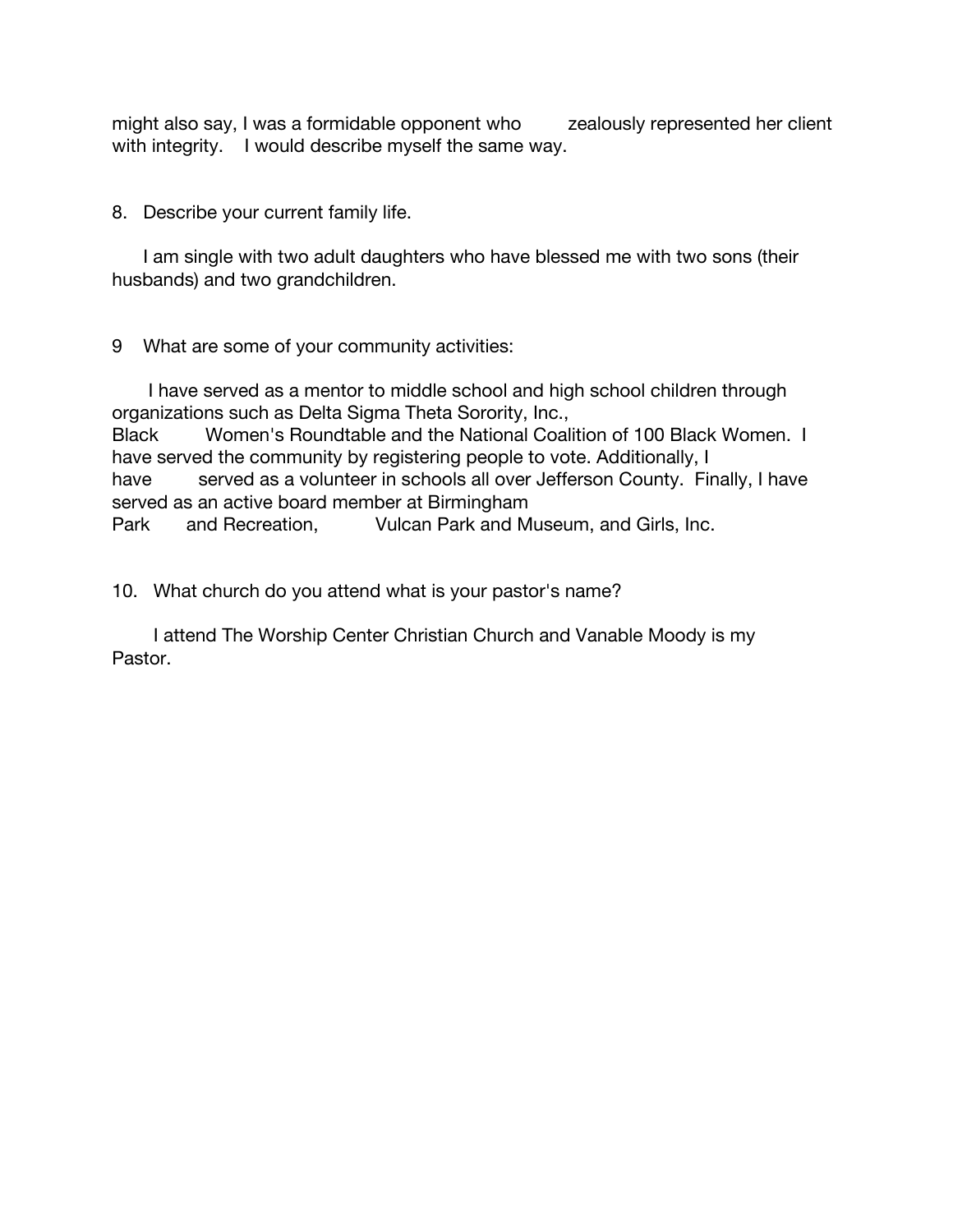might also say, I was a formidable opponent who zealously represented her client with integrity. I would describe myself the same way.

8. Describe your current family life.

I am single with two adult daughters who have blessed me with two sons (their husbands) and two grandchildren.

9 What are some of your community activities:

I have served as a mentor to middle school and high school children through organizations such as Delta Sigma Theta Sorority, Inc., Black Women's Roundtable and the National Coalition of 100 Black Women. I have served the community by registering people to vote. Additionally, I have served as a volunteer in schools all over Jefferson County. Finally, I have served as an active board member at Birmingham Park and Recreation, Vulcan Park and Museum, and Girls, Inc.

10. What church do you attend what is your pastor's name?

I attend The Worship Center Christian Church and Vanable Moody is my Pastor.